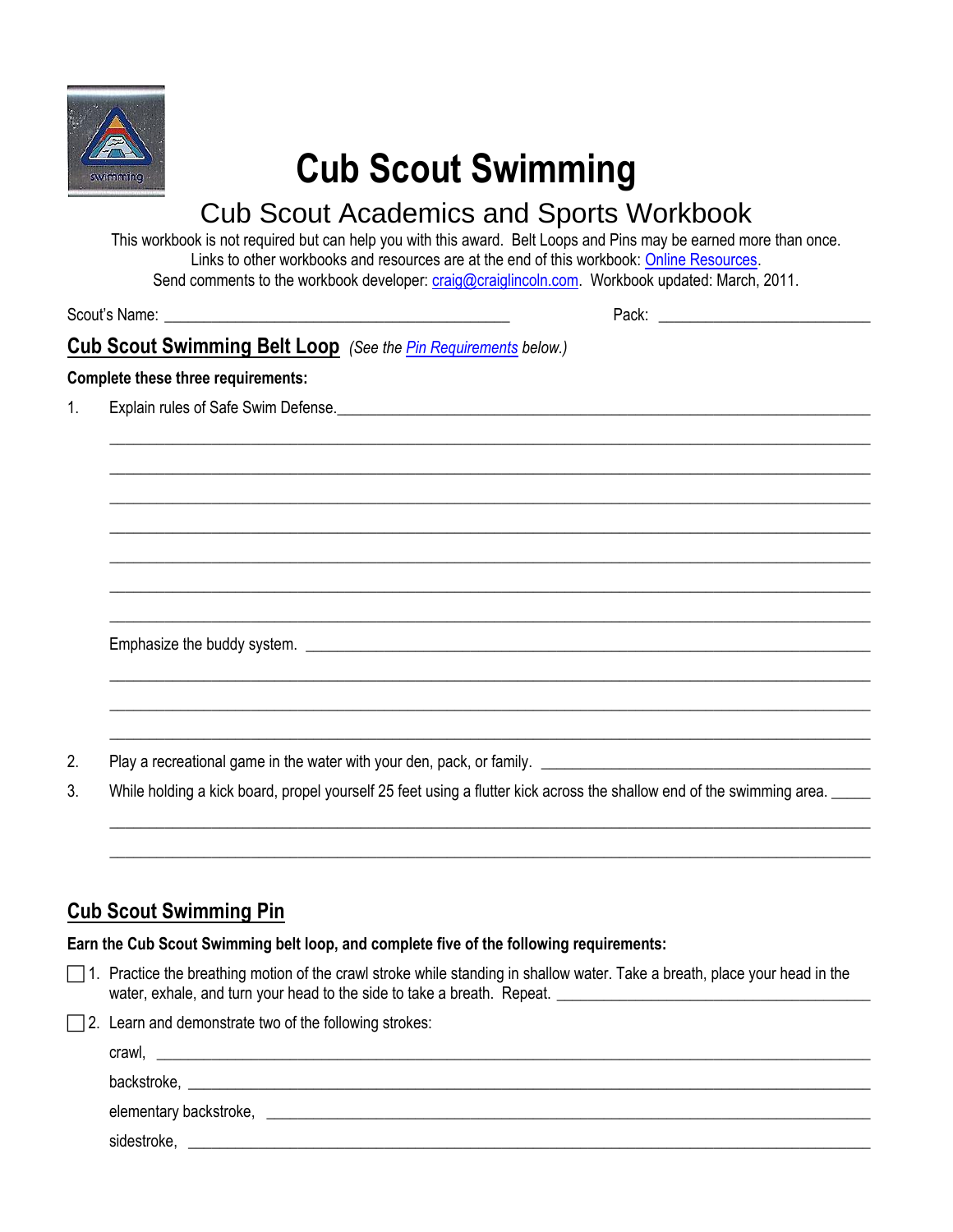# Cub Scout Swimming

## Cub Scout Academics and Sports Workbook

This workbook is not required but can help you with this award. Belt Loops and Pins may be earned more than once.
Links to other workbooks and resources are at the end of this workbook: Online Resources.
Send comments to the workbook developer: craig@craiglincoln.com. Workbook updated: March, 2011.

Scout's Name: ________________________________________ Pack: ________________________

## Cub Scout Swimming Belt Loop *(See the Pin Requirements below.)*

**Complete these three requirements:**

1. Explain rules of Safe Swim Defense. ________________________________________

   ________________________________________

   ________________________________________

   ________________________________________

   ________________________________________

   ________________________________________

   ________________________________________

   ________________________________________

   Emphasize the buddy system. ________________________________________

   ________________________________________

   ________________________________________

   ________________________________________

2. Play a recreational game in the water with your den, pack, or family. ________________________________________
3. While holding a kick board, propel yourself 25 feet using a flutter kick across the shallow end of the swimming area. _____

   ________________________________________

   ________________________________________

## Cub Scout Swimming Pin

**Earn the Cub Scout Swimming belt loop, and complete five of the following requirements:**

- [ ] 1. Practice the breathing motion of the crawl stroke while standing in shallow water. Take a breath, place your head in the water, exhale, and turn your head to the side to take a breath. Repeat. ________________________________________
- [ ] 2. Learn and demonstrate two of the following strokes:

   crawl, ________________________________________

   backstroke, ________________________________________

   elementary backstroke, ________________________________________

   sidestroke, ________________________________________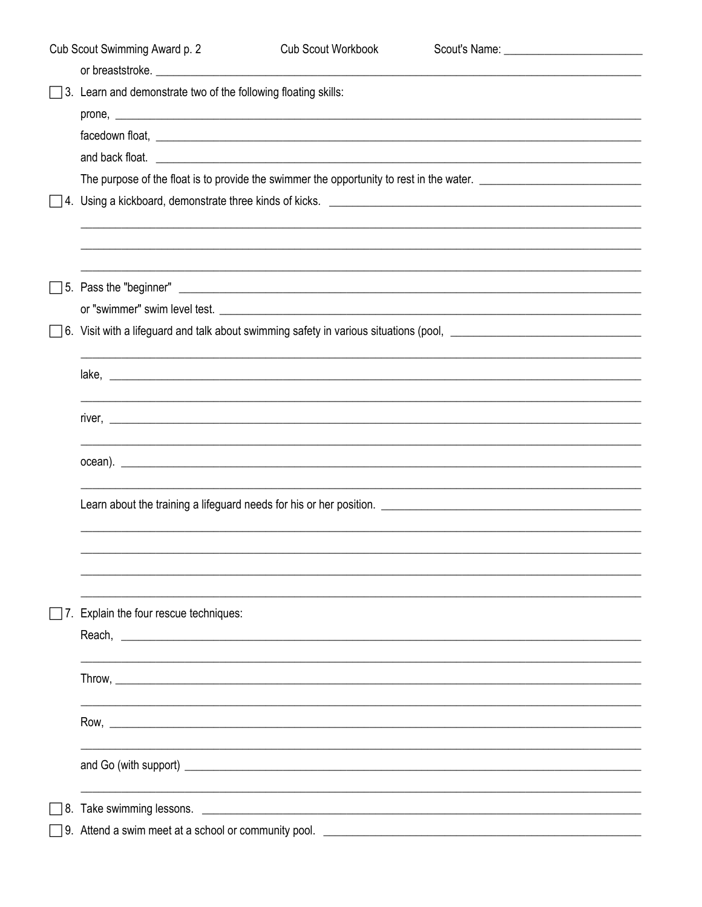or breaststroke.

- [ ] 3. Learn and demonstrate two of the following floating skills:

  prone,

  facedown float,

  and back float.

  The purpose of the float is to provide the swimmer the opportunity to rest in the water.

- [ ] 4. Using a kickboard, demonstrate three kinds of kicks.

- [ ] 5. Pass the "beginner"

  or "swimmer" swim level test.

- [ ] 6. Visit with a lifeguard and talk about swimming safety in various situations (pool,

  lake,

  river,

  ocean).

  Learn about the training a lifeguard needs for his or her position.

- [ ] 7. Explain the four rescue techniques:

  Reach,

  Throw,

  Row,

  and Go (with support)

- [ ] 8. Take swimming lessons.

- [ ] 9. Attend a swim meet at a school or community pool.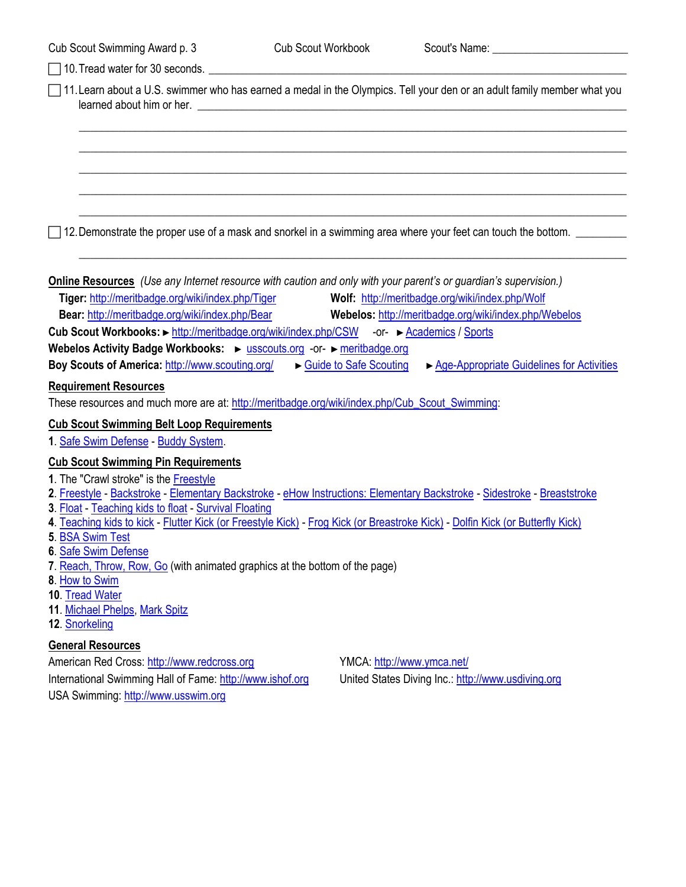Cub Scout Swimming Award p. 3 | Cub Scout Workbook | Scout's Name: ________________________

☐ 10. Tread water for 30 seconds. ______________________________________________________________

☐ 11. Learn about a U.S. swimmer who has earned a medal in the Olympics. Tell your den or an adult family member what you learned about him or her. ______________________________________________________________

______________________________________________________________

______________________________________________________________

______________________________________________________________

______________________________________________________________

______________________________________________________________

☐ 12. Demonstrate the proper use of a mask and snorkel in a swimming area where your feet can touch the bottom. _________

______________________________________________________________

**Online Resources** *(Use any Internet resource with caution and only with your parent's or guardian's supervision.)*

**Tiger:** http://meritbadge.org/wiki/index.php/Tiger
**Wolf:** http://meritbadge.org/wiki/index.php/Wolf
**Bear:** http://meritbadge.org/wiki/index.php/Bear
**Webelos:** http://meritbadge.org/wiki/index.php/Webelos
**Cub Scout Workbooks:** ► http://meritbadge.org/wiki/index.php/CSW -or- ► Academics / Sports
**Webelos Activity Badge Workbooks:** ► usscouts.org -or- ► meritbadge.org
**Boy Scouts of America:** http://www.scouting.org/ ► Guide to Safe Scouting ► Age-Appropriate Guidelines for Activities

**Requirement Resources**

These resources and much more are at: http://meritbadge.org/wiki/index.php/Cub_Scout_Swimming:

**Cub Scout Swimming Belt Loop Requirements**

1. Safe Swim Defense - Buddy System.

**Cub Scout Swimming Pin Requirements**

1. The "Crawl stroke" is the Freestyle
2. Freestyle - Backstroke - Elementary Backstroke - eHow Instructions: Elementary Backstroke - Sidestroke - Breaststroke
3. Float - Teaching kids to float - Survival Floating
4. Teaching kids to kick - Flutter Kick (or Freestyle Kick) - Frog Kick (or Breastroke Kick) - Dolfin Kick (or Butterfly Kick)
5. BSA Swim Test
6. Safe Swim Defense
7. Reach, Throw, Row, Go (with animated graphics at the bottom of the page)
8. How to Swim
10. Tread Water
11. Michael Phelps, Mark Spitz
12. Snorkeling

**General Resources**

American Red Cross: http://www.redcross.org
YMCA: http://www.ymca.net/
International Swimming Hall of Fame: http://www.ishof.org
United States Diving Inc.: http://www.usdiving.org
USA Swimming: http://www.usswim.org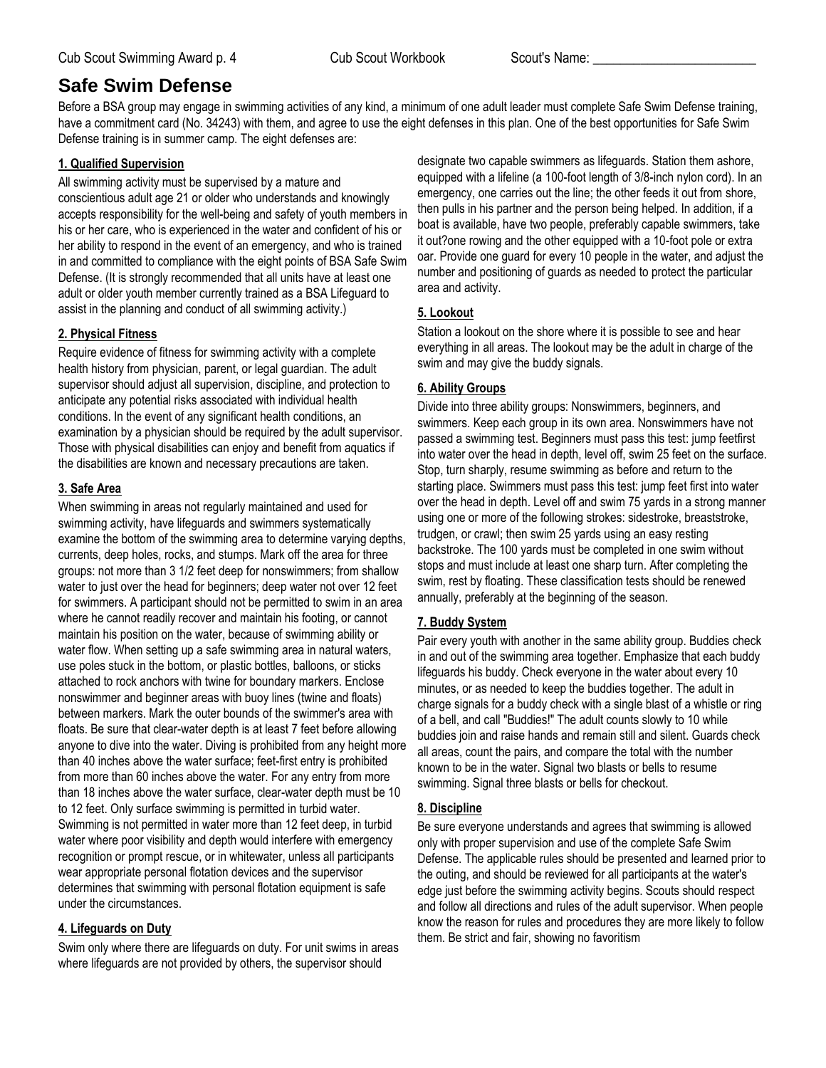# Safe Swim Defense

Before a BSA group may engage in swimming activities of any kind, a minimum of one adult leader must complete Safe Swim Defense training, have a commitment card (No. 34243) with them, and agree to use the eight defenses in this plan. One of the best opportunities for Safe Swim Defense training is in summer camp. The eight defenses are:

**1. Qualified Supervision**

All swimming activity must be supervised by a mature and conscientious adult age 21 or older who understands and knowingly accepts responsibility for the well-being and safety of youth members in his or her care, who is experienced in the water and confident of his or her ability to respond in the event of an emergency, and who is trained in and committed to compliance with the eight points of BSA Safe Swim Defense. (It is strongly recommended that all units have at least one adult or older youth member currently trained as a BSA Lifeguard to assist in the planning and conduct of all swimming activity.)

**2. Physical Fitness**

Require evidence of fitness for swimming activity with a complete health history from physician, parent, or legal guardian. The adult supervisor should adjust all supervision, discipline, and protection to anticipate any potential risks associated with individual health conditions. In the event of any significant health conditions, an examination by a physician should be required by the adult supervisor. Those with physical disabilities can enjoy and benefit from aquatics if the disabilities are known and necessary precautions are taken.

**3. Safe Area**

When swimming in areas not regularly maintained and used for swimming activity, have lifeguards and swimmers systematically examine the bottom of the swimming area to determine varying depths, currents, deep holes, rocks, and stumps. Mark off the area for three groups: not more than 3 1/2 feet deep for nonswimmers; from shallow water to just over the head for beginners; deep water not over 12 feet for swimmers. A participant should not be permitted to swim in an area where he cannot readily recover and maintain his footing, or cannot maintain his position on the water, because of swimming ability or water flow. When setting up a safe swimming area in natural waters, use poles stuck in the bottom, or plastic bottles, balloons, or sticks attached to rock anchors with twine for boundary markers. Enclose nonswimmer and beginner areas with buoy lines (twine and floats) between markers. Mark the outer bounds of the swimmer's area with floats. Be sure that clear-water depth is at least 7 feet before allowing anyone to dive into the water. Diving is prohibited from any height more than 40 inches above the water surface; feet-first entry is prohibited from more than 60 inches above the water. For any entry from more than 18 inches above the water surface, clear-water depth must be 10 to 12 feet. Only surface swimming is permitted in turbid water. Swimming is not permitted in water more than 12 feet deep, in turbid water where poor visibility and depth would interfere with emergency recognition or prompt rescue, or in whitewater, unless all participants wear appropriate personal flotation devices and the supervisor determines that swimming with personal flotation equipment is safe under the circumstances.

**4. Lifeguards on Duty**

Swim only where there are lifeguards on duty. For unit swims in areas where lifeguards are not provided by others, the supervisor should designate two capable swimmers as lifeguards. Station them ashore, equipped with a lifeline (a 100-foot length of 3/8-inch nylon cord). In an emergency, one carries out the line; the other feeds it out from shore, then pulls in his partner and the person being helped. In addition, if a boat is available, have two people, preferably capable swimmers, take it out?one rowing and the other equipped with a 10-foot pole or extra oar. Provide one guard for every 10 people in the water, and adjust the number and positioning of guards as needed to protect the particular area and activity.

**5. Lookout**

Station a lookout on the shore where it is possible to see and hear everything in all areas. The lookout may be the adult in charge of the swim and may give the buddy signals.

**6. Ability Groups**

Divide into three ability groups: Nonswimmers, beginners, and swimmers. Keep each group in its own area. Nonswimmers have not passed a swimming test. Beginners must pass this test: jump feetfirst into water over the head in depth, level off, swim 25 feet on the surface. Stop, turn sharply, resume swimming as before and return to the starting place. Swimmers must pass this test: jump feet first into water over the head in depth. Level off and swim 75 yards in a strong manner using one or more of the following strokes: sidestroke, breaststroke, trudgen, or crawl; then swim 25 yards using an easy resting backstroke. The 100 yards must be completed in one swim without stops and must include at least one sharp turn. After completing the swim, rest by floating. These classification tests should be renewed annually, preferably at the beginning of the season.

**7. Buddy System**

Pair every youth with another in the same ability group. Buddies check in and out of the swimming area together. Emphasize that each buddy lifeguards his buddy. Check everyone in the water about every 10 minutes, or as needed to keep the buddies together. The adult in charge signals for a buddy check with a single blast of a whistle or ring of a bell, and call "Buddies!" The adult counts slowly to 10 while buddies join and raise hands and remain still and silent. Guards check all areas, count the pairs, and compare the total with the number known to be in the water. Signal two blasts or bells to resume swimming. Signal three blasts or bells for checkout.

**8. Discipline**

Be sure everyone understands and agrees that swimming is allowed only with proper supervision and use of the complete Safe Swim Defense. The applicable rules should be presented and learned prior to the outing, and should be reviewed for all participants at the water's edge just before the swimming activity begins. Scouts should respect and follow all directions and rules of the adult supervisor. When people know the reason for rules and procedures they are more likely to follow them. Be strict and fair, showing no favoritism